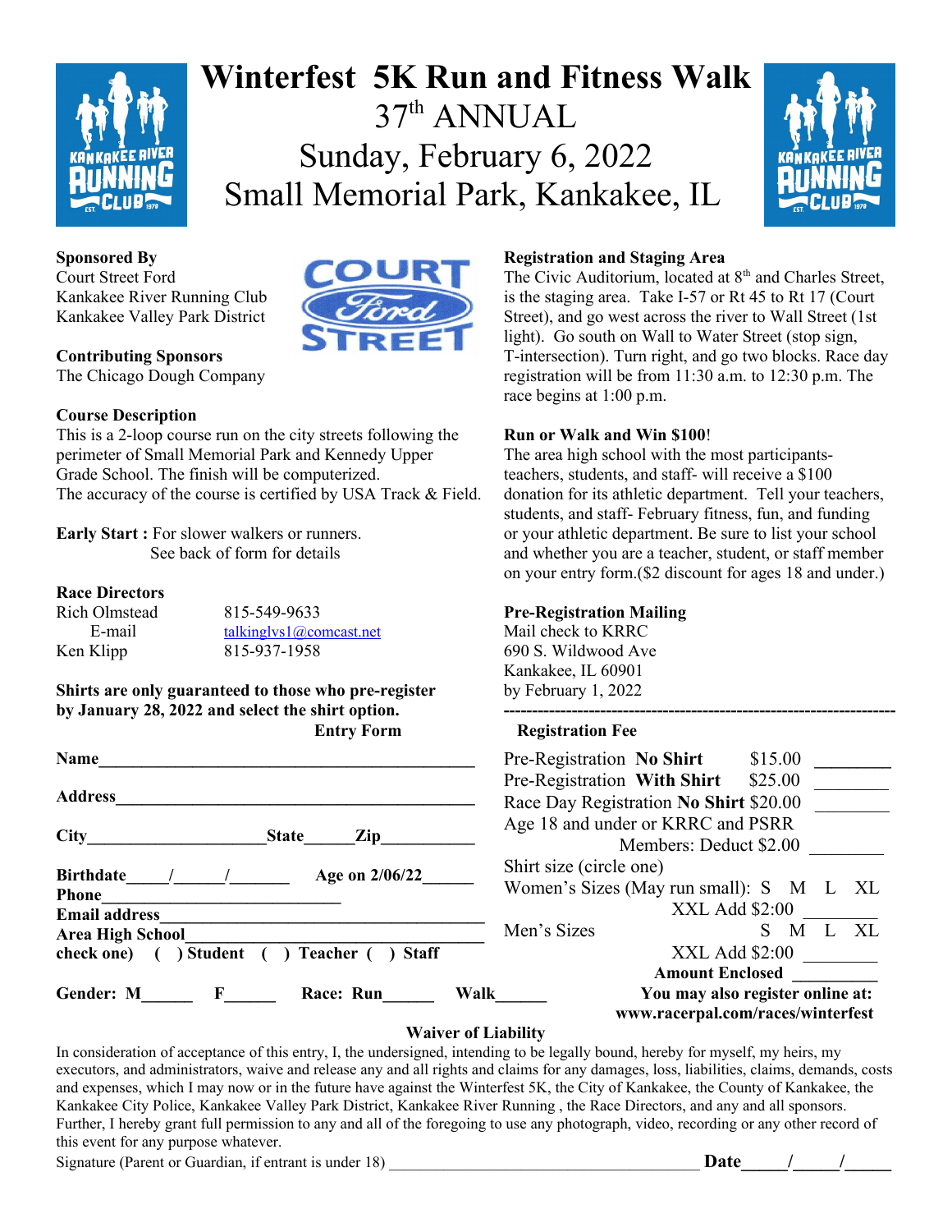# Winterfest 5K Run and Fitness Walk

## 37th ANNUAL

## Sunday, February 6, 2022

## Small Memorial Park, Kankakee, IL

**Sponsored By**
Court Street Ford
Kankakee River Running Club
Kankakee Valley Park District

**Contributing Sponsors**
The Chicago Dough Company

**Course Description**
This is a 2-loop course run on the city streets following the perimeter of Small Memorial Park and Kennedy Upper Grade School. The finish will be computerized.
The accuracy of the course is certified by USA Track & Field.

**Early Start :** For slower walkers or runners.
See back of form for details

**Race Directors**
Rich Olmstead 815-549-9633
E-mail talkinglvs1@comcast.net
Ken Klipp 815-937-1958

**Shirts are only guaranteed to those who pre-register by January 28, 2022 and select the shirt option.**

**Registration and Staging Area**
The Civic Auditorium, located at 8th and Charles Street, is the staging area. Take I-57 or Rt 45 to Rt 17 (Court Street), and go west across the river to Wall Street (1st light). Go south on Wall to Water Street (stop sign, T-intersection). Turn right, and go two blocks. Race day registration will be from 11:30 a.m. to 12:30 p.m. The race begins at 1:00 p.m.

**Run or Walk and Win $100!**
The area high school with the most participants- teachers, students, and staff- will receive a $100 donation for its athletic department. Tell your teachers, students, and staff- February fitness, fun, and funding or your athletic department. Be sure to list your school and whether you are a teacher, student, or staff member on your entry form.($2 discount for ages 18 and under.)

**Pre-Registration Mailing**
Mail check to KRRC
690 S. Wildwood Ave
Kankakee, IL 60901
by February 1, 2022

---

**Entry Form**

**Name**______________________________________

**Address**____________________________________

**City**____________________ **State**______ **Zip**___________

**Birthdate**_____/______/_______ **Age on 2/06/22**______

**Phone**__________________________

**Email address**________________________________

**Area High School**______________________________

**check one)** ( ) **Student** ( ) **Teacher** ( ) **Staff**

**Gender: M**______ **F**______ **Race: Run**______ **Walk**______

**Registration Fee**

Pre-Registration **No Shirt** $15.00 ________
Pre-Registration **With Shirt** $25.00 ________
Race Day Registration **No Shirt** $20.00 ________
Age 18 and under or KRRC and PSRR Members: Deduct $2.00 ________

Shirt size (circle one)
Women's Sizes (May run small): S M L XL
XXL Add $2:00 ________
Men's Sizes S M L XL
XXL Add $2:00 ________

**Amount Enclosed** __________

**You may also register online at: www.racerpal.com/races/winterfest**

**Waiver of Liability**

In consideration of acceptance of this entry, I, the undersigned, intending to be legally bound, hereby for myself, my heirs, my executors, and administrators, waive and release any and all rights and claims for any damages, loss, liabilities, claims, demands, costs and expenses, which I may now or in the future have against the Winterfest 5K, the City of Kankakee, the County of Kankakee, the Kankakee City Police, Kankakee Valley Park District, Kankakee River Running , the Race Directors, and any and all sponsors. Further, I hereby grant full permission to any and all of the foregoing to use any photograph, video, recording or any other record of this event for any purpose whatever.

Signature (Parent or Guardian, if entrant is under 18) ______________________________ **Date**_____/_____/_____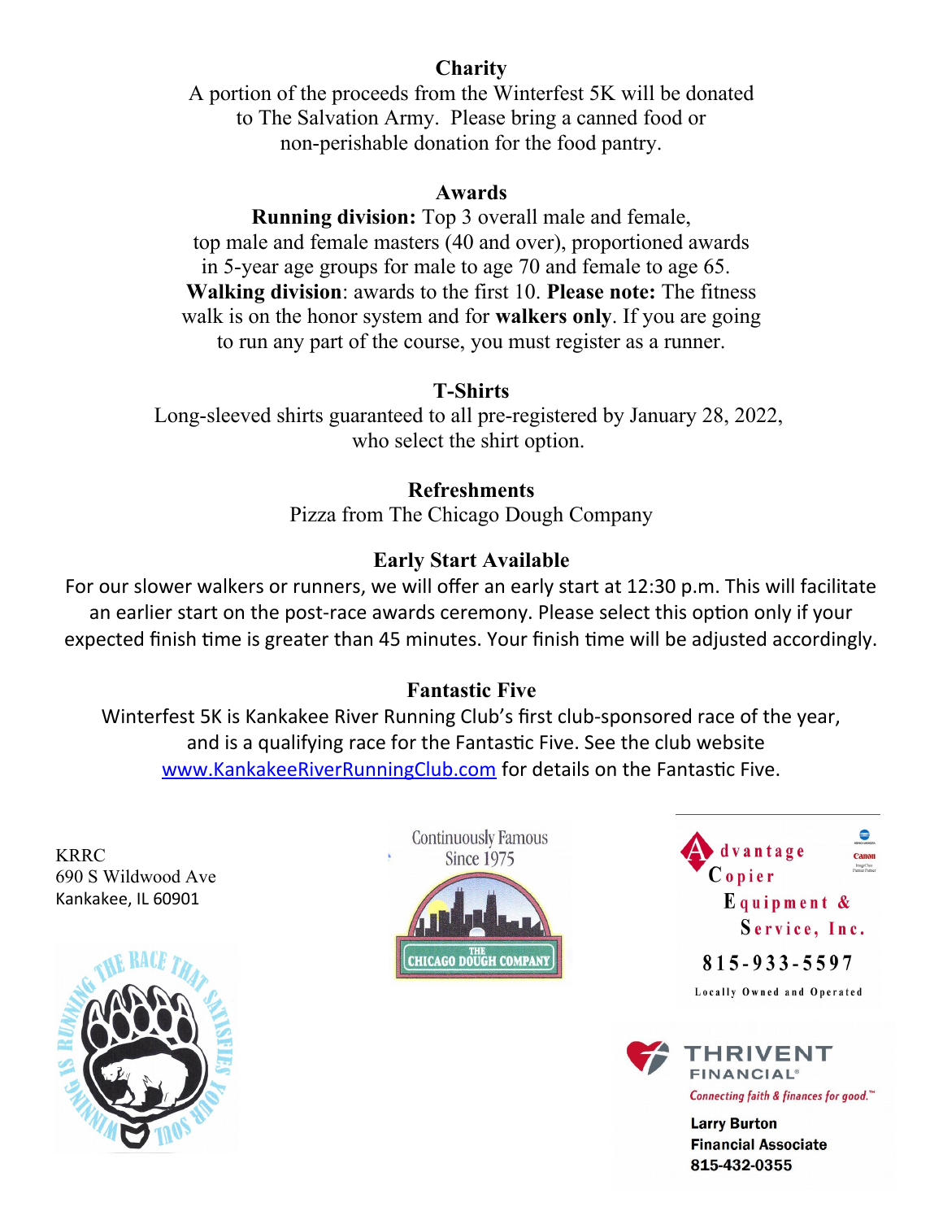## Charity

A portion of the proceeds from the Winterfest 5K will be donated to The Salvation Army. Please bring a canned food or non-perishable donation for the food pantry.

## Awards

**Running division:** Top 3 overall male and female, top male and female masters (40 and over), proportioned awards in 5-year age groups for male to age 70 and female to age 65. **Walking division**: awards to the first 10. **Please note:** The fitness walk is on the honor system and for **walkers only**. If you are going to run any part of the course, you must register as a runner.

## T-Shirts

Long-sleeved shirts guaranteed to all pre-registered by January 28, 2022, who select the shirt option.

## Refreshments

Pizza from The Chicago Dough Company

## Early Start Available

For our slower walkers or runners, we will offer an early start at 12:30 p.m. This will facilitate an earlier start on the post-race awards ceremony. Please select this option only if your expected finish time is greater than 45 minutes. Your finish time will be adjusted accordingly.

## Fantastic Five

Winterfest 5K is Kankakee River Running Club's first club-sponsored race of the year, and is a qualifying race for the Fantastic Five. See the club website [www.KankakeeRiverRunningClub.com](http://www.KankakeeRiverRunningClub.com) for details on the Fantastic Five.

KRRC
690 S Wildwood Ave
Kankakee, IL 60901

Running is winning the race that satisfies your soul

Continuously Famous Since 1975
The Chicago Dough Company

Advantage Copier Equipment & Service, Inc.
815-933-5597
Locally Owned and Operated

Thrivent Financial®
Connecting faith & finances for good.™
Larry Burton
Financial Associate
815-432-0355